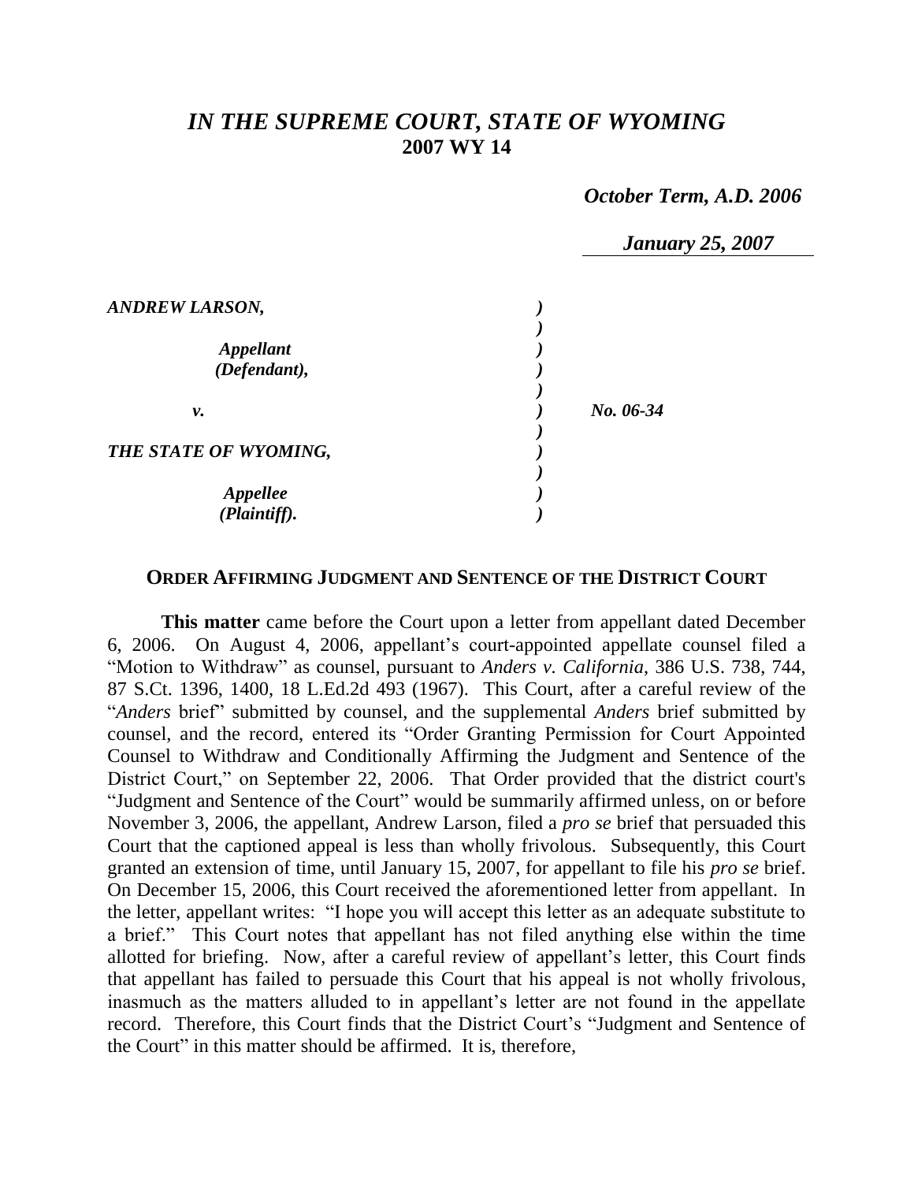# *IN THE SUPREME COURT, STATE OF WYOMING*
## 2007 WY 14

*October Term, A.D. 2006*

*January 25, 2007*

| | | |
|---|---|---|
| ***ANDREW LARSON,*** | ) | |
| | ) | |
| ***Appellant*** | ) | |
| ***(Defendant),*** | ) | |
| | ) | |
| ***v.*** | ) | ***No. 06-34*** |
| | ) | |
| ***THE STATE OF WYOMING,*** | ) | |
| | ) | |
| ***Appellee*** | ) | |
| ***(Plaintiff).*** | ) | |

### ORDER AFFIRMING JUDGMENT AND SENTENCE OF THE DISTRICT COURT

**This matter** came before the Court upon a letter from appellant dated December 6, 2006. On August 4, 2006, appellant's court-appointed appellate counsel filed a "Motion to Withdraw" as counsel, pursuant to *Anders v. California*, 386 U.S. 738, 744, 87 S.Ct. 1396, 1400, 18 L.Ed.2d 493 (1967). This Court, after a careful review of the "*Anders* brief" submitted by counsel, and the supplemental *Anders* brief submitted by counsel, and the record, entered its "Order Granting Permission for Court Appointed Counsel to Withdraw and Conditionally Affirming the Judgment and Sentence of the District Court," on September 22, 2006. That Order provided that the district court's "Judgment and Sentence of the Court" would be summarily affirmed unless, on or before November 3, 2006, the appellant, Andrew Larson, filed a *pro se* brief that persuaded this Court that the captioned appeal is less than wholly frivolous. Subsequently, this Court granted an extension of time, until January 15, 2007, for appellant to file his *pro se* brief. On December 15, 2006, this Court received the aforementioned letter from appellant. In the letter, appellant writes: "I hope you will accept this letter as an adequate substitute to a brief." This Court notes that appellant has not filed anything else within the time allotted for briefing. Now, after a careful review of appellant's letter, this Court finds that appellant has failed to persuade this Court that his appeal is not wholly frivolous, inasmuch as the matters alluded to in appellant's letter are not found in the appellate record. Therefore, this Court finds that the District Court's "Judgment and Sentence of the Court" in this matter should be affirmed. It is, therefore,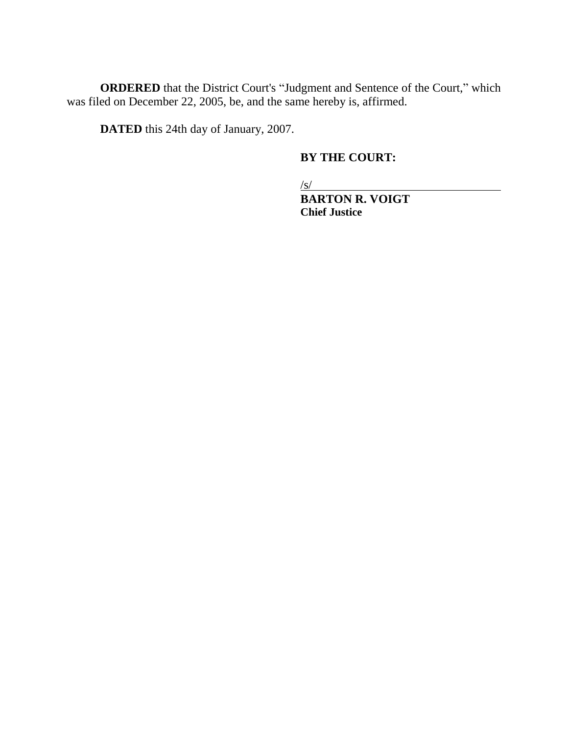**ORDERED** that the District Court's "Judgment and Sentence of the Court," which was filed on December 22, 2005, be, and the same hereby is, affirmed.

**DATED** this 24th day of January, 2007.

**BY THE COURT:**

/s/

**BARTON R. VOIGT**
**Chief Justice**